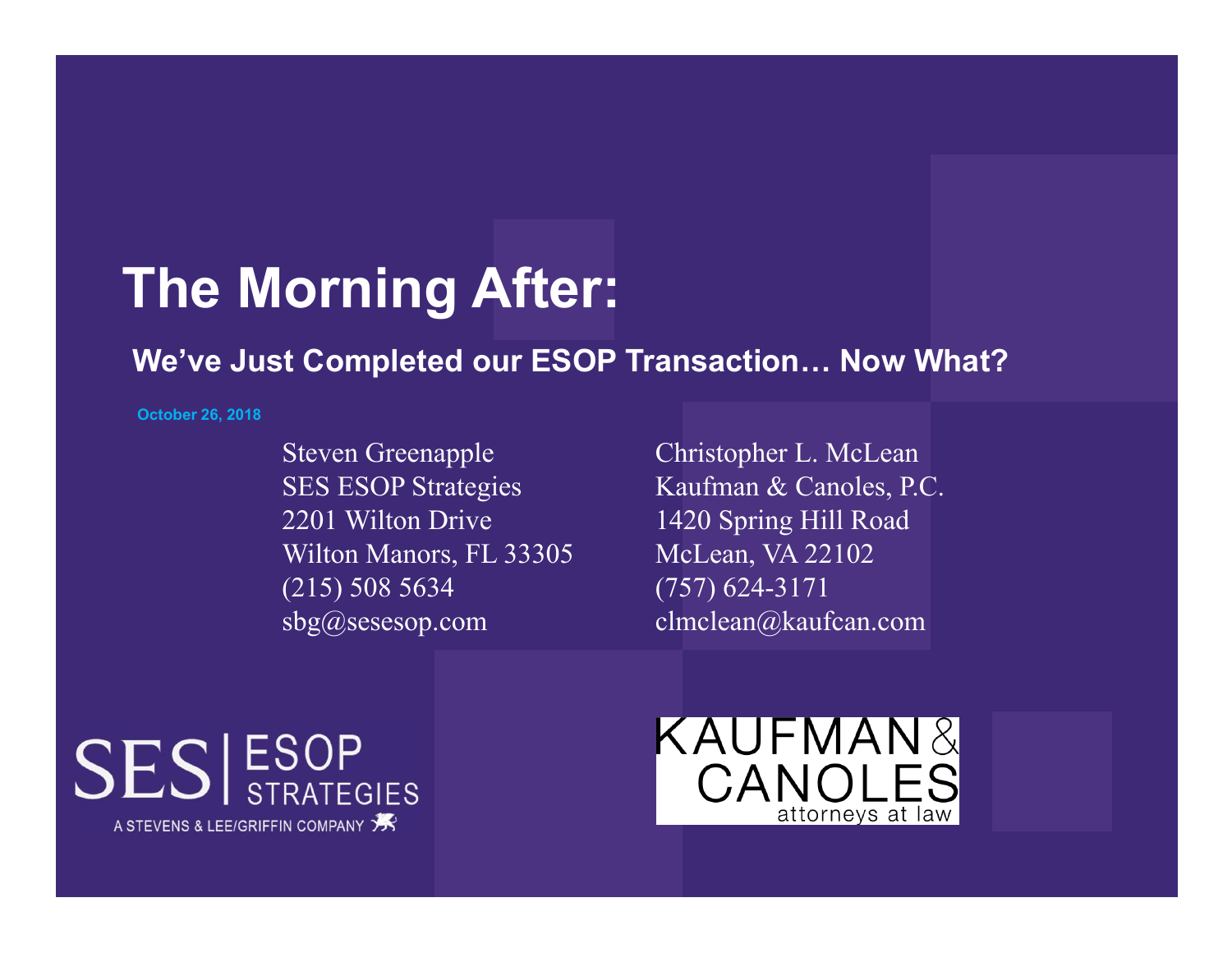# The Morning After:

## We've Just Completed our ESOP Transaction… Now What?

October 26, 2018

Steven Greenapple
SES ESOP Strategies
2201 Wilton Drive
Wilton Manors, FL 33305
(215) 508 5634
sbg@sesesop.com

Christopher L. McLean
Kaufman & Canoles, P.C.
1420 Spring Hill Road
McLean, VA 22102
(757) 624-3171
clmclean@kaufcan.com

SES | ESOP STRATEGIES
A STEVENS & LEE/GRIFFIN COMPANY

KAUFMAN & CANOLES
attorneys at law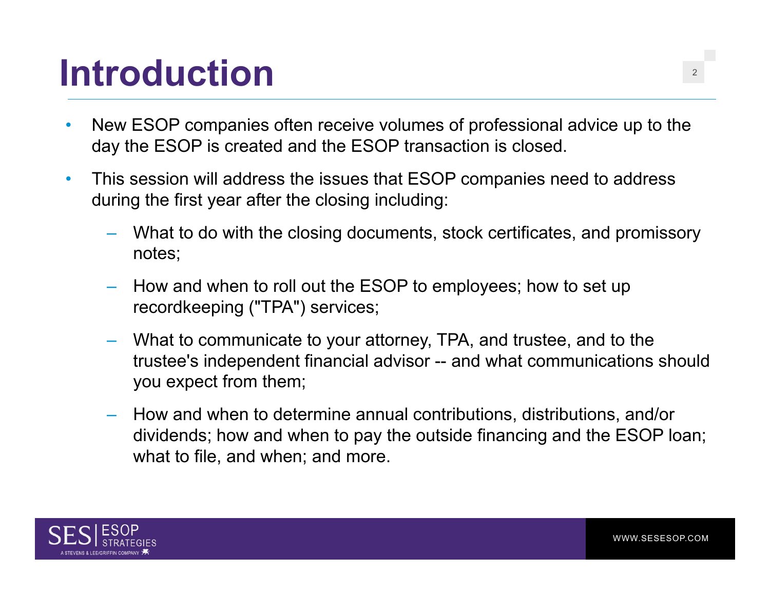# Introduction

- New ESOP companies often receive volumes of professional advice up to the day the ESOP is created and the ESOP transaction is closed.
- This session will address the issues that ESOP companies need to address during the first year after the closing including:
  - What to do with the closing documents, stock certificates, and promissory notes;
  - How and when to roll out the ESOP to employees; how to set up recordkeeping ("TPA") services;
  - What to communicate to your attorney, TPA, and trustee, and to the trustee's independent financial advisor -- and what communications should you expect from them;
  - How and when to determine annual contributions, distributions, and/or dividends; how and when to pay the outside financing and the ESOP loan; what to file, and when; and more.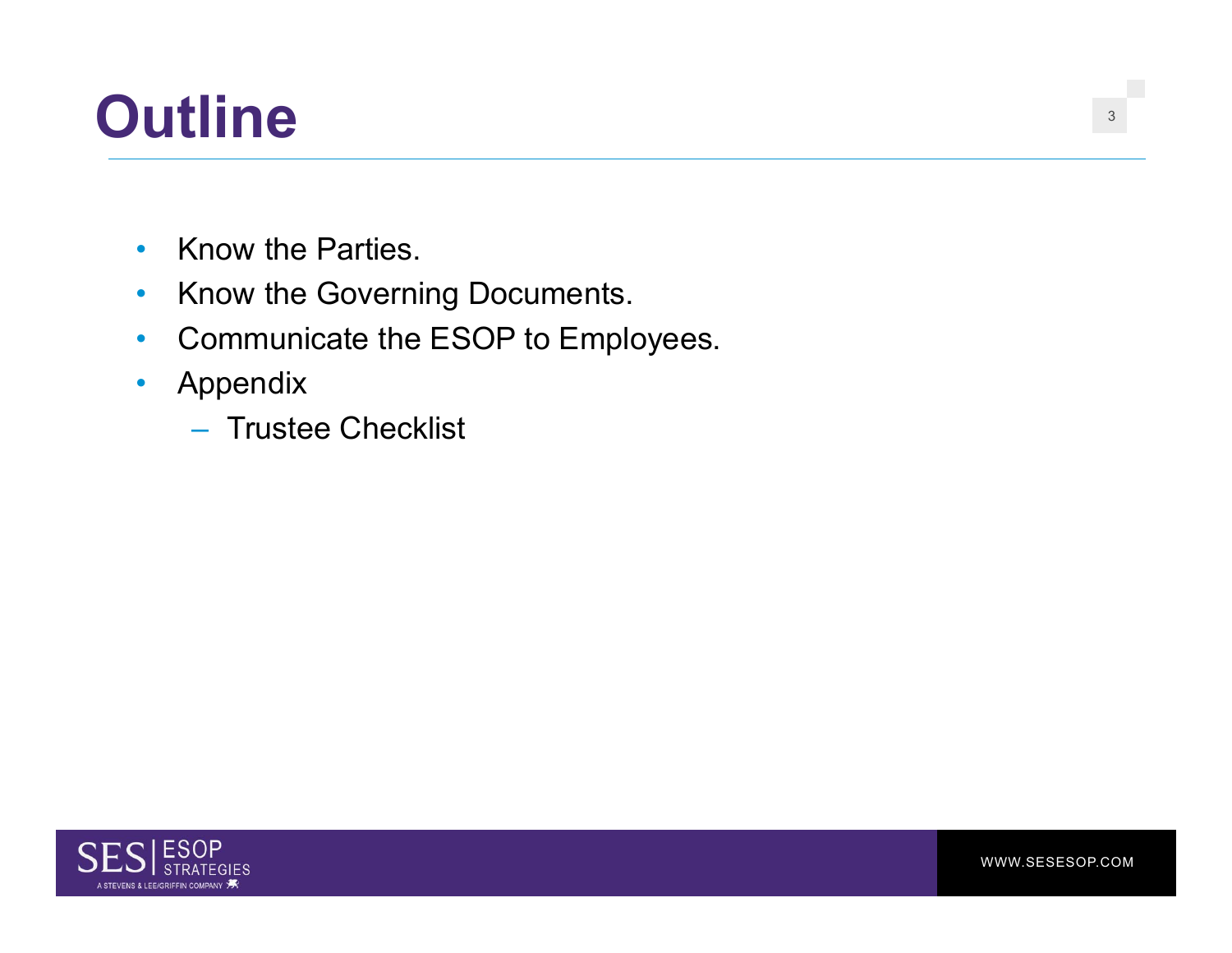# Outline

- Know the Parties.
- Know the Governing Documents.
- Communicate the ESOP to Employees.
- Appendix
  - Trustee Checklist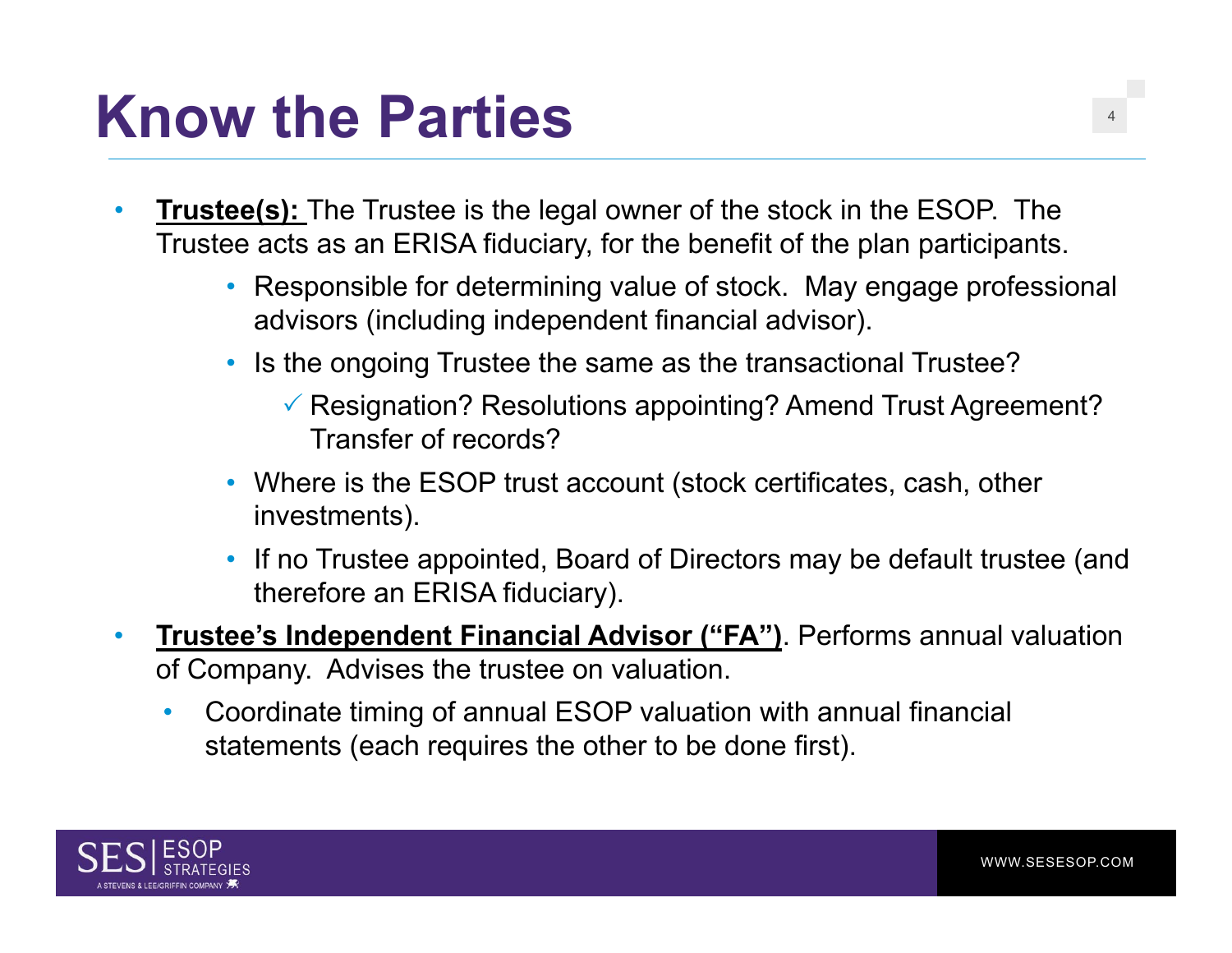# Know the Parties

- **Trustee(s):** The Trustee is the legal owner of the stock in the ESOP. The Trustee acts as an ERISA fiduciary, for the benefit of the plan participants.
  - Responsible for determining value of stock. May engage professional advisors (including independent financial advisor).
  - Is the ongoing Trustee the same as the transactional Trustee?
    - ✓ Resignation? Resolutions appointing? Amend Trust Agreement? Transfer of records?
  - Where is the ESOP trust account (stock certificates, cash, other investments).
  - If no Trustee appointed, Board of Directors may be default trustee (and therefore an ERISA fiduciary).
- **Trustee's Independent Financial Advisor ("FA")**. Performs annual valuation of Company. Advises the trustee on valuation.
  - Coordinate timing of annual ESOP valuation with annual financial statements (each requires the other to be done first).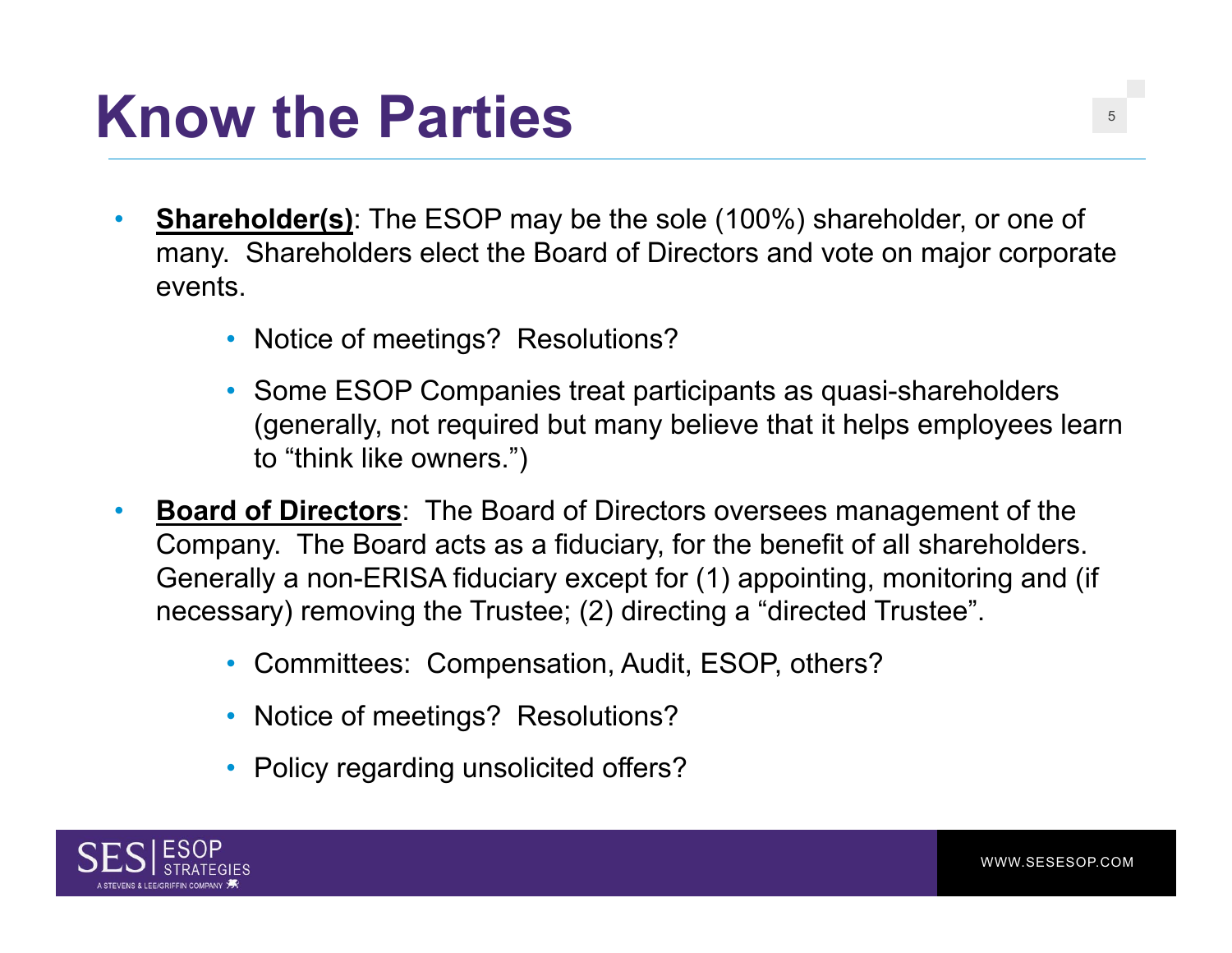# Know the Parties

- **Shareholder(s)**: The ESOP may be the sole (100%) shareholder, or one of many. Shareholders elect the Board of Directors and vote on major corporate events.
  - Notice of meetings? Resolutions?
  - Some ESOP Companies treat participants as quasi-shareholders (generally, not required but many believe that it helps employees learn to "think like owners.")
- **Board of Directors**: The Board of Directors oversees management of the Company. The Board acts as a fiduciary, for the benefit of all shareholders. Generally a non-ERISA fiduciary except for (1) appointing, monitoring and (if necessary) removing the Trustee; (2) directing a "directed Trustee".
  - Committees: Compensation, Audit, ESOP, others?
  - Notice of meetings? Resolutions?
  - Policy regarding unsolicited offers?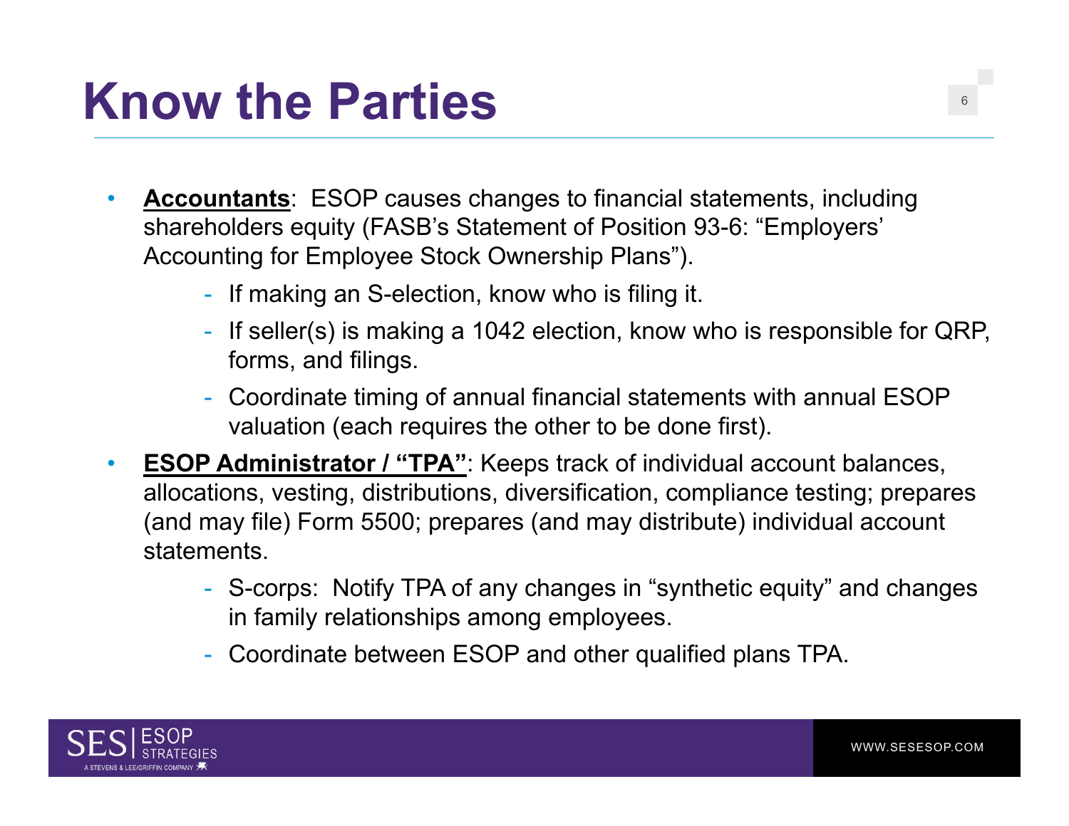# Know the Parties

- **Accountants**: ESOP causes changes to financial statements, including shareholders equity (FASB's Statement of Position 93-6: "Employers' Accounting for Employee Stock Ownership Plans").
  - If making an S-election, know who is filing it.
  - If seller(s) is making a 1042 election, know who is responsible for QRP, forms, and filings.
  - Coordinate timing of annual financial statements with annual ESOP valuation (each requires the other to be done first).
- **ESOP Administrator / "TPA"**: Keeps track of individual account balances, allocations, vesting, distributions, diversification, compliance testing; prepares (and may file) Form 5500; prepares (and may distribute) individual account statements.
  - S-corps: Notify TPA of any changes in "synthetic equity" and changes in family relationships among employees.
  - Coordinate between ESOP and other qualified plans TPA.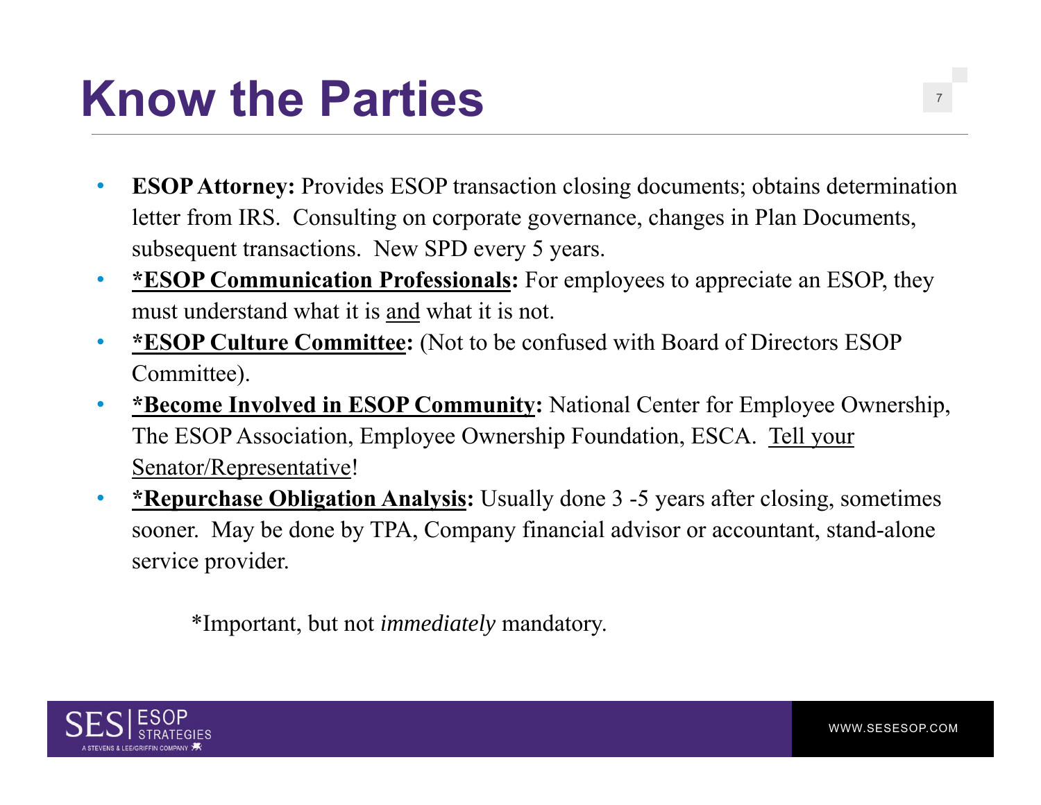# Know the Parties

- **ESOP Attorney:** Provides ESOP transaction closing documents; obtains determination letter from IRS. Consulting on corporate governance, changes in Plan Documents, subsequent transactions. New SPD every 5 years.
- **<u>*ESOP Communication Professionals</u>:** For employees to appreciate an ESOP, they must understand what it is <u>and</u> what it is not.
- **<u>*ESOP Culture Committee</u>:** (Not to be confused with Board of Directors ESOP Committee).
- **<u>*Become Involved in ESOP Community</u>:** National Center for Employee Ownership, The ESOP Association, Employee Ownership Foundation, ESCA. <u>Tell your Senator/Representative</u>!
- **<u>*Repurchase Obligation Analysis</u>:** Usually done 3 -5 years after closing, sometimes sooner. May be done by TPA, Company financial advisor or accountant, stand-alone service provider.

*Important, but not *immediately* mandatory.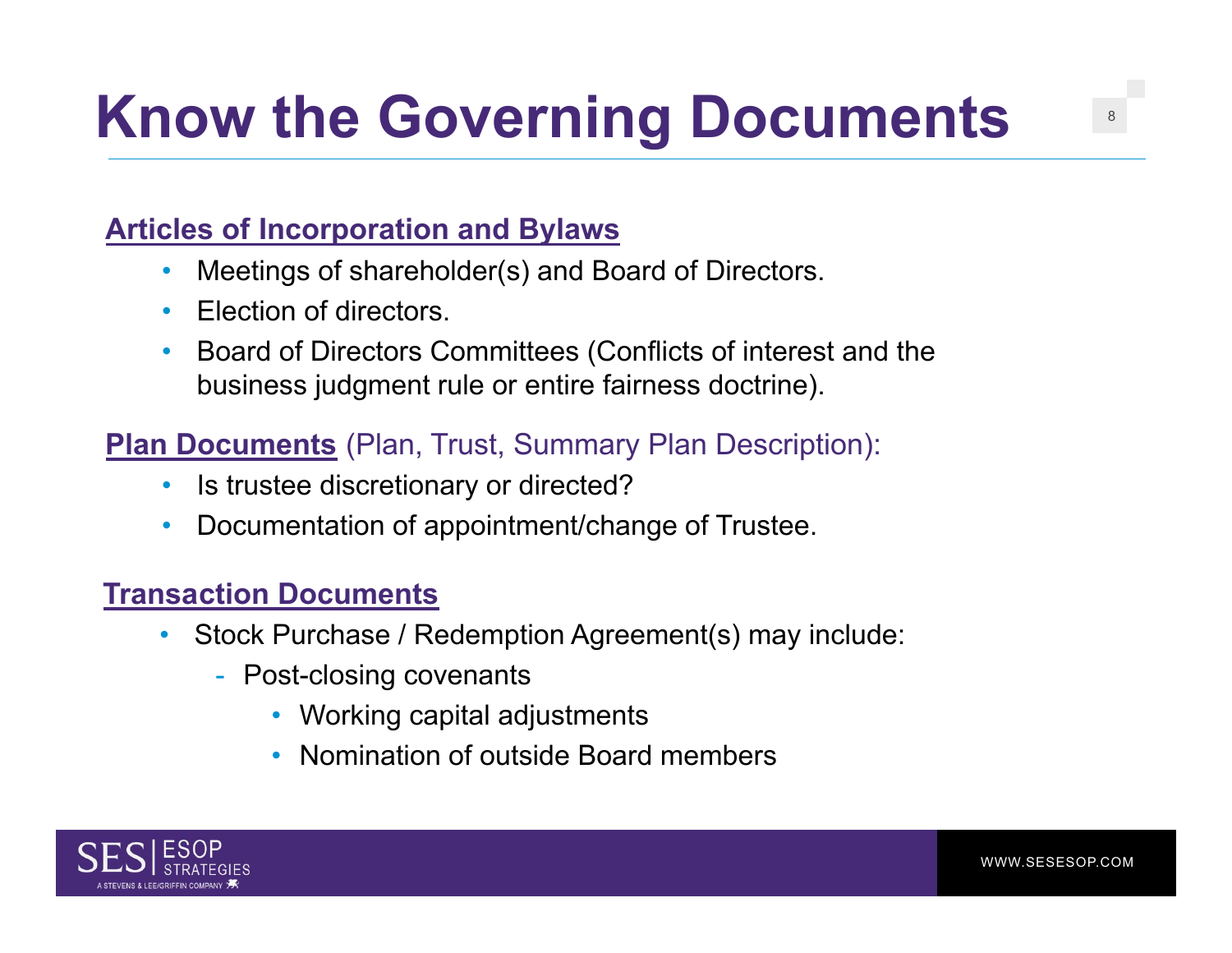# Know the Governing Documents

**Articles of Incorporation and Bylaws**

- Meetings of shareholder(s) and Board of Directors.
- Election of directors.
- Board of Directors Committees (Conflicts of interest and the business judgment rule or entire fairness doctrine).

**Plan Documents** (Plan, Trust, Summary Plan Description):

- Is trustee discretionary or directed?
- Documentation of appointment/change of Trustee.

**Transaction Documents**

- Stock Purchase / Redemption Agreement(s) may include:
  - Post-closing covenants
    - Working capital adjustments
    - Nomination of outside Board members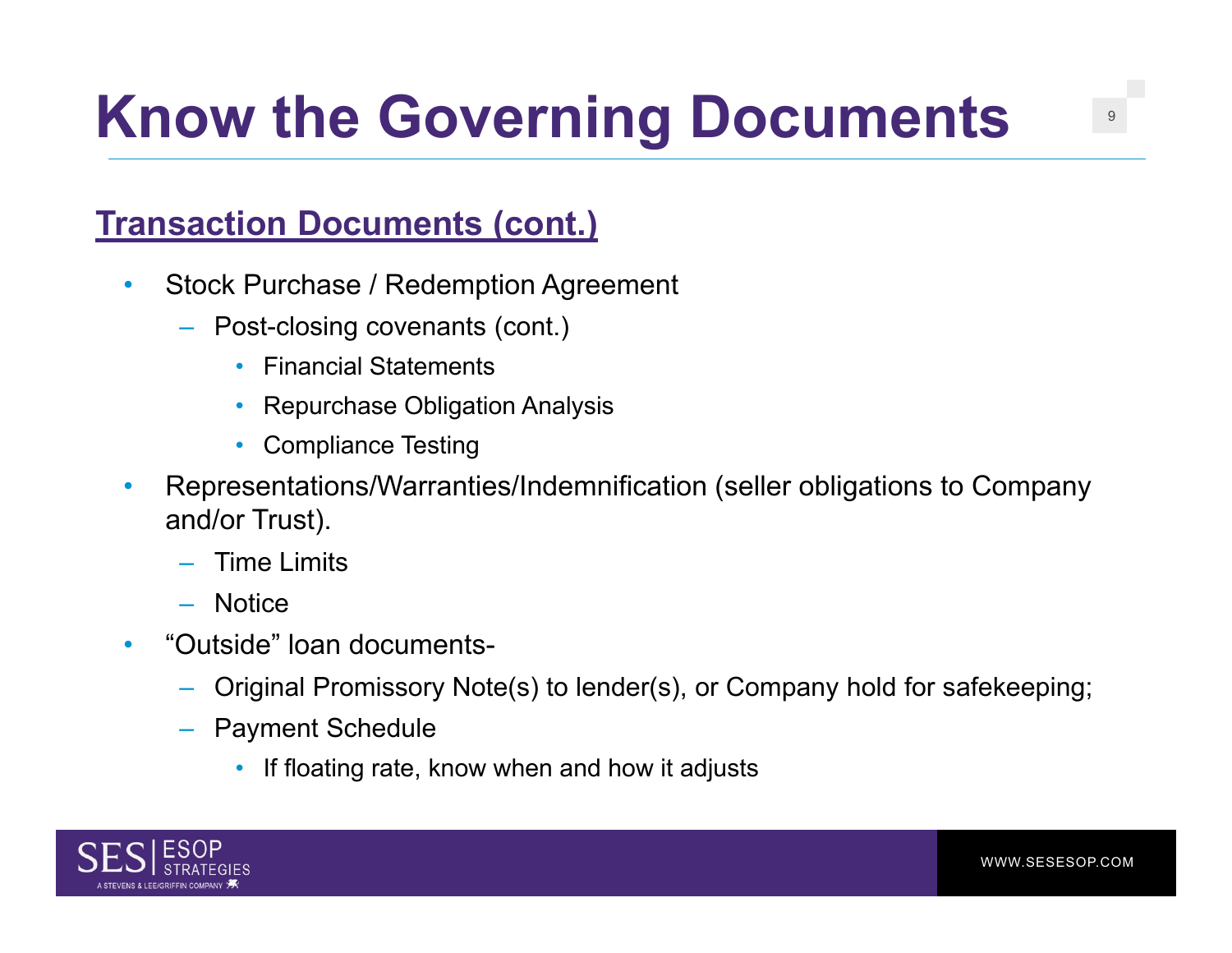# Know the Governing Documents

## Transaction Documents (cont.)

- Stock Purchase / Redemption Agreement
  - Post-closing covenants (cont.)
    - Financial Statements
    - Repurchase Obligation Analysis
    - Compliance Testing
- Representations/Warranties/Indemnification (seller obligations to Company and/or Trust).
  - Time Limits
  - Notice
- "Outside" loan documents-
  - Original Promissory Note(s) to lender(s), or Company hold for safekeeping;
  - Payment Schedule
    - If floating rate, know when and how it adjusts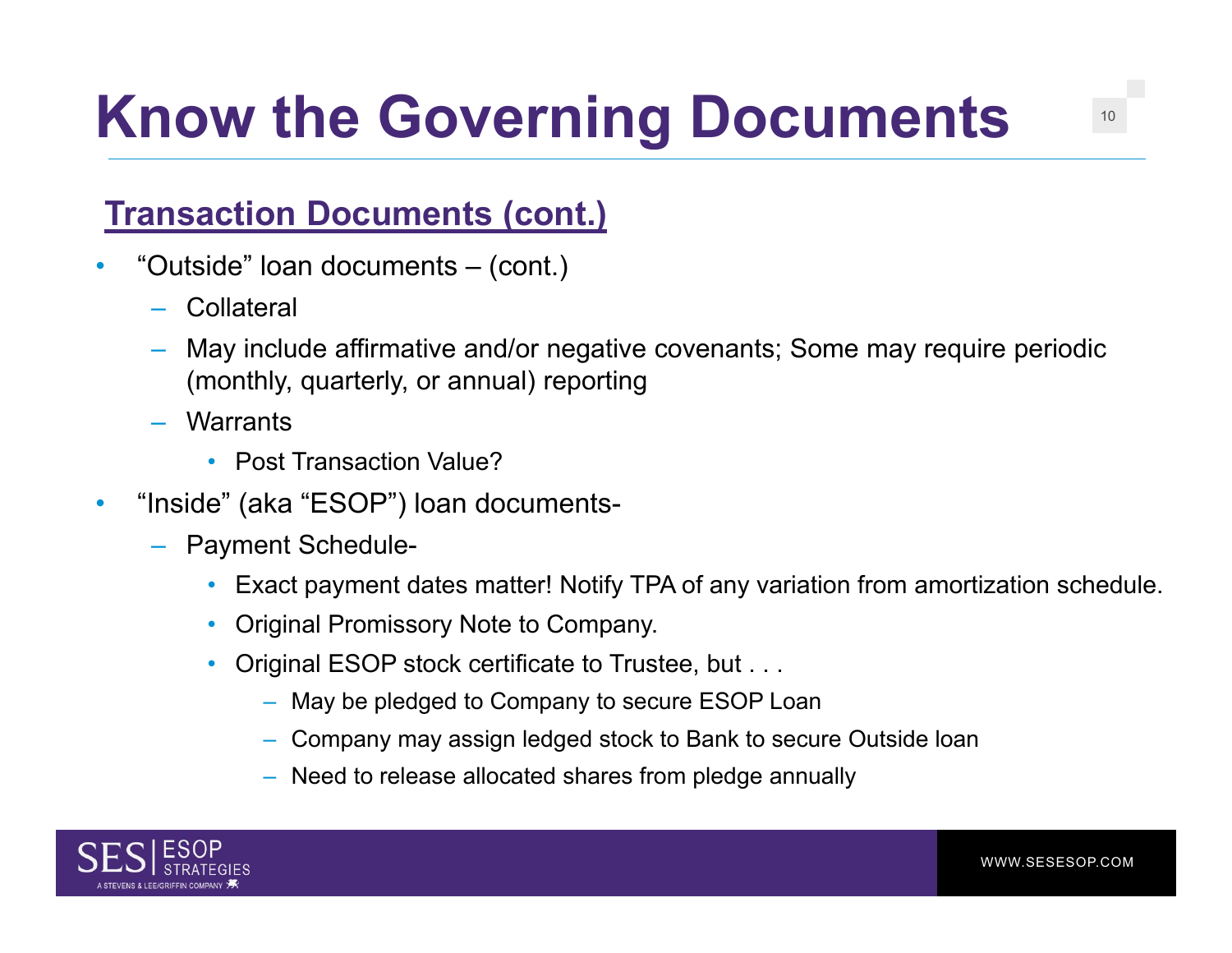# Know the Governing Documents

## Transaction Documents (cont.)

- "Outside" loan documents – (cont.)
  - Collateral
  - May include affirmative and/or negative covenants; Some may require periodic (monthly, quarterly, or annual) reporting
  - Warrants
    - Post Transaction Value?
- "Inside" (aka "ESOP") loan documents-
  - Payment Schedule-
    - Exact payment dates matter! Notify TPA of any variation from amortization schedule.
    - Original Promissory Note to Company.
    - Original ESOP stock certificate to Trustee, but . . .
      - May be pledged to Company to secure ESOP Loan
      - Company may assign ledged stock to Bank to secure Outside loan
      - Need to release allocated shares from pledge annually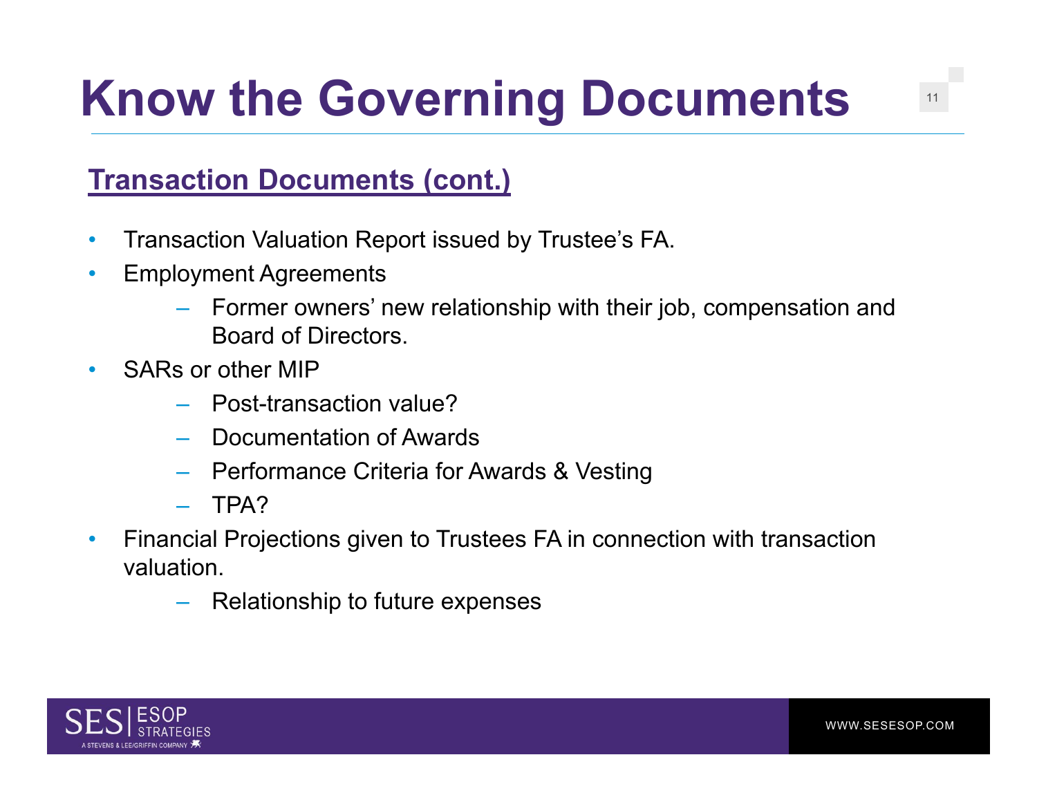# Know the Governing Documents

## Transaction Documents (cont.)

- Transaction Valuation Report issued by Trustee's FA.
- Employment Agreements
  - Former owners' new relationship with their job, compensation and Board of Directors.
- SARs or other MIP
  - Post-transaction value?
  - Documentation of Awards
  - Performance Criteria for Awards & Vesting
  - TPA?
- Financial Projections given to Trustees FA in connection with transaction valuation.
  - Relationship to future expenses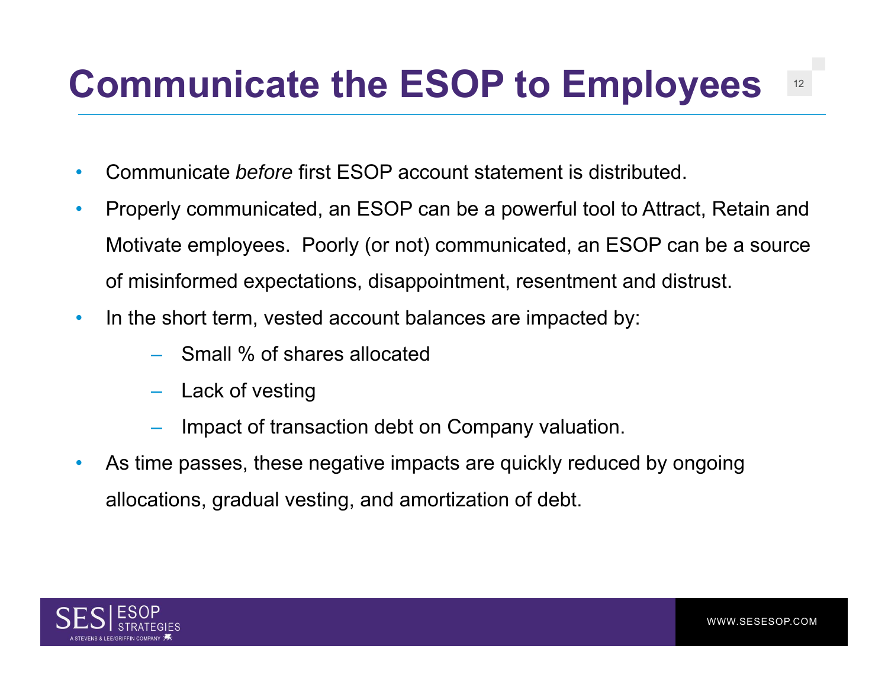# Communicate the ESOP to Employees

- Communicate *before* first ESOP account statement is distributed.
- Properly communicated, an ESOP can be a powerful tool to Attract, Retain and Motivate employees. Poorly (or not) communicated, an ESOP can be a source of misinformed expectations, disappointment, resentment and distrust.
- In the short term, vested account balances are impacted by:
  - Small % of shares allocated
  - Lack of vesting
  - Impact of transaction debt on Company valuation.
- As time passes, these negative impacts are quickly reduced by ongoing allocations, gradual vesting, and amortization of debt.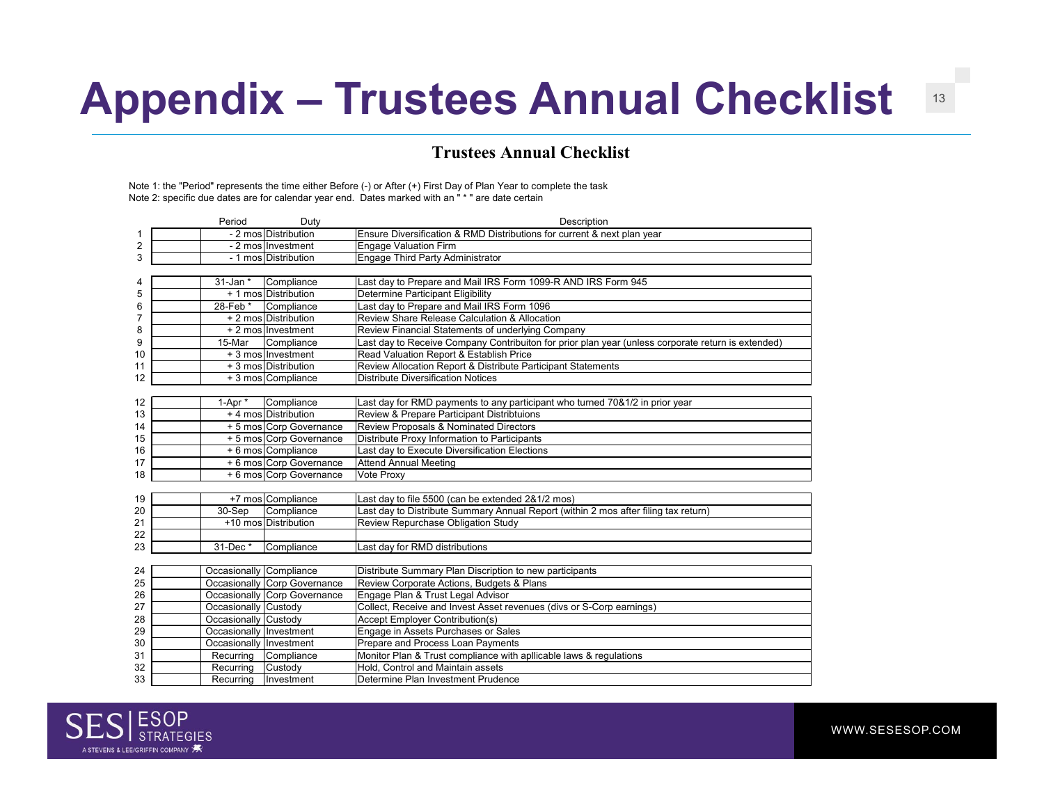# Appendix – Trustees Annual Checklist

## Trustees Annual Checklist

Note 1: the "Period" represents the time either Before (-) or After (+) First Day of Plan Year to complete the task
Note 2: specific due dates are for calendar year end. Dates marked with an " * " are date certain

| | | Period | Duty | Description |
|---|---|---|---|---|
| 1 | | - 2 mos | Distribution | Ensure Diversification & RMD Distributions for current & next plan year |
| 2 | | - 2 mos | Investment | Engage Valuation Firm |
| 3 | | - 1 mos | Distribution | Engage Third Party Administrator |
| | | | | |
| 4 | | 31-Jan * | Compliance | Last day to Prepare and Mail IRS Form 1099-R AND IRS Form 945 |
| 5 | | + 1 mos | Distribution | Determine Participant Eligibility |
| 6 | | 28-Feb * | Compliance | Last day to Prepare and Mail IRS Form 1096 |
| 7 | | + 2 mos | Distribution | Review Share Release Calculation & Allocation |
| 8 | | + 2 mos | Investment | Review Financial Statements of underlying Company |
| 9 | | 15-Mar | Compliance | Last day to Receive Company Contribuiton for prior plan year (unless corporate return is extended) |
| 10 | | + 3 mos | Investment | Read Valuation Report & Establish Price |
| 11 | | + 3 mos | Distribution | Review Allocation Report & Distribute Participant Statements |
| 12 | | + 3 mos | Compliance | Distribute Diversification Notices |
| | | | | |
| 12 | | 1-Apr * | Compliance | Last day for RMD payments to any participant who turned 70&1/2 in prior year |
| 13 | | + 4 mos | Distribution | Review & Prepare Participant Distribtuions |
| 14 | | + 5 mos | Corp Governance | Review Proposals & Nominated Directors |
| 15 | | + 5 mos | Corp Governance | Distribute Proxy Information to Participants |
| 16 | | + 6 mos | Compliance | Last day to Execute Diversification Elections |
| 17 | | + 6 mos | Corp Governance | Attend Annual Meeting |
| 18 | | + 6 mos | Corp Governance | Vote Proxy |
| | | | | |
| 19 | | +7 mos | Compliance | Last day to file 5500 (can be extended 2&1/2 mos) |
| 20 | | 30-Sep | Compliance | Last day to Distribute Summary Annual Report (within 2 mos after filing tax return) |
| 21 | | +10 mos | Distribution | Review Repurchase Obligation Study |
| 22 | | | | |
| 23 | | 31-Dec * | Compliance | Last day for RMD distributions |
| | | | | |
| 24 | | Occasionally | Compliance | Distribute Summary Plan Discription to new participants |
| 25 | | Occasionally | Corp Governance | Review Corporate Actions, Budgets & Plans |
| 26 | | Occasionally | Corp Governance | Engage Plan & Trust Legal Advisor |
| 27 | | Occasionally | Custody | Collect, Receive and Invest Asset revenues (divs or S-Corp earnings) |
| 28 | | Occasionally | Custody | Accept Employer Contribution(s) |
| 29 | | Occasionally | Investment | Engage in Assets Purchases or Sales |
| 30 | | Occasionally | Investment | Prepare and Process Loan Payments |
| 31 | | Recurring | Compliance | Monitor Plan & Trust compliance with apllicable laws & regulations |
| 32 | | Recurring | Custody | Hold, Control and Maintain assets |
| 33 | | Recurring | Investment | Determine Plan Investment Prudence |

SES | ESOP STRATEGIES
A STEVENS & LEE/GRIFFIN COMPANY

WWW.SESESOP.COM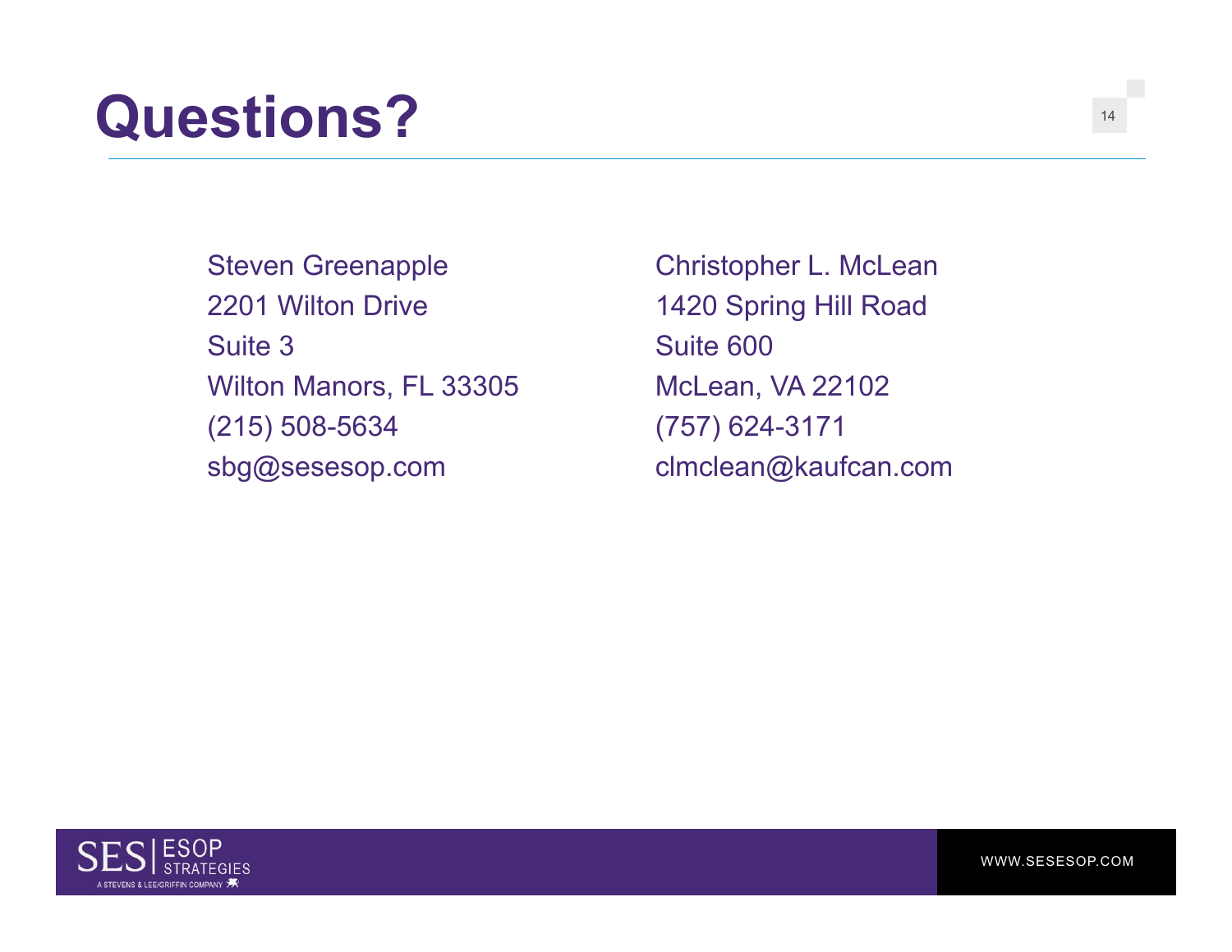# Questions?

Steven Greenapple
2201 Wilton Drive
Suite 3
Wilton Manors, FL 33305
(215) 508-5634
sbg@sesesop.com

Christopher L. McLean
1420 Spring Hill Road
Suite 600
McLean, VA 22102
(757) 624-3171
clmclean@kaufcan.com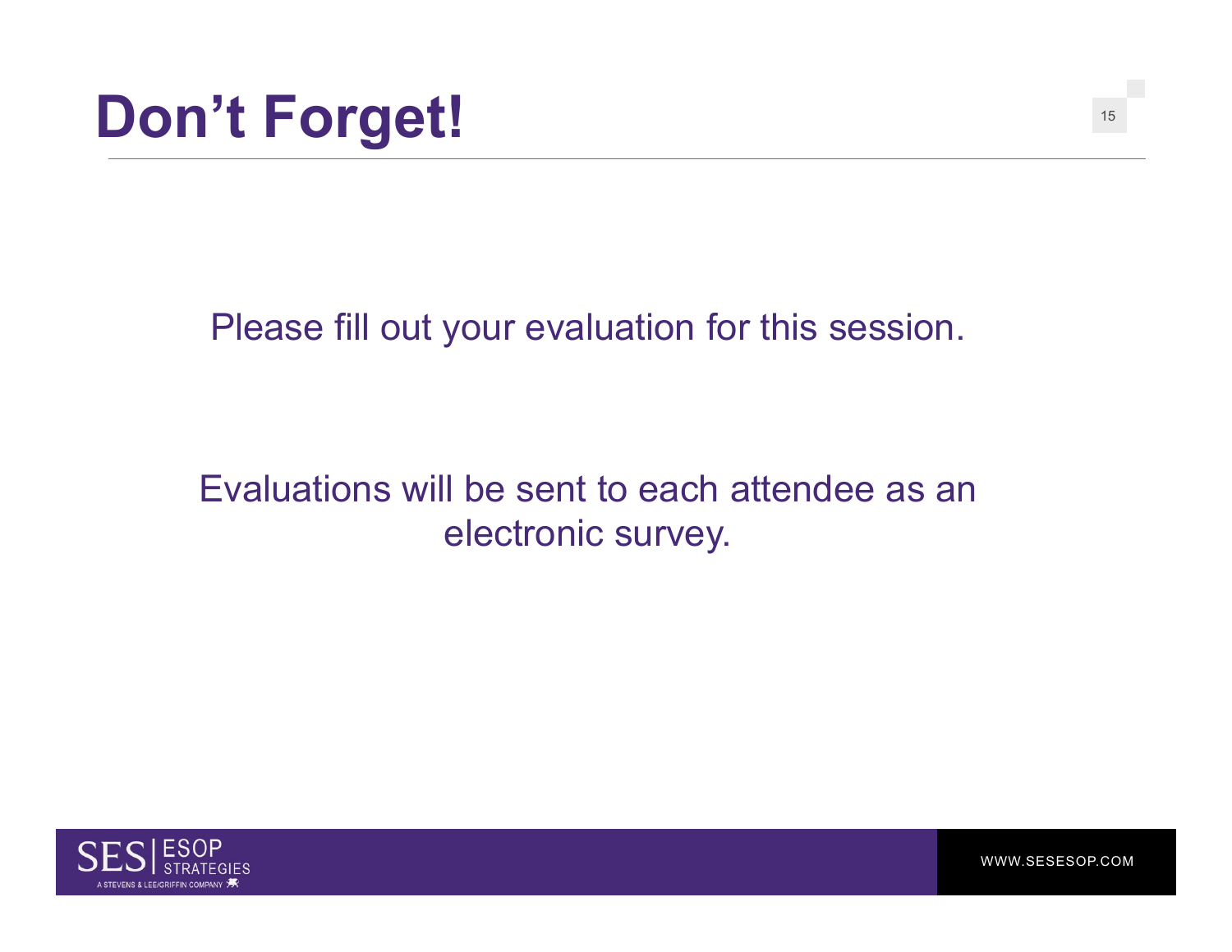# Don’t Forget!

Please fill out your evaluation for this session.

Evaluations will be sent to each attendee as an electronic survey.